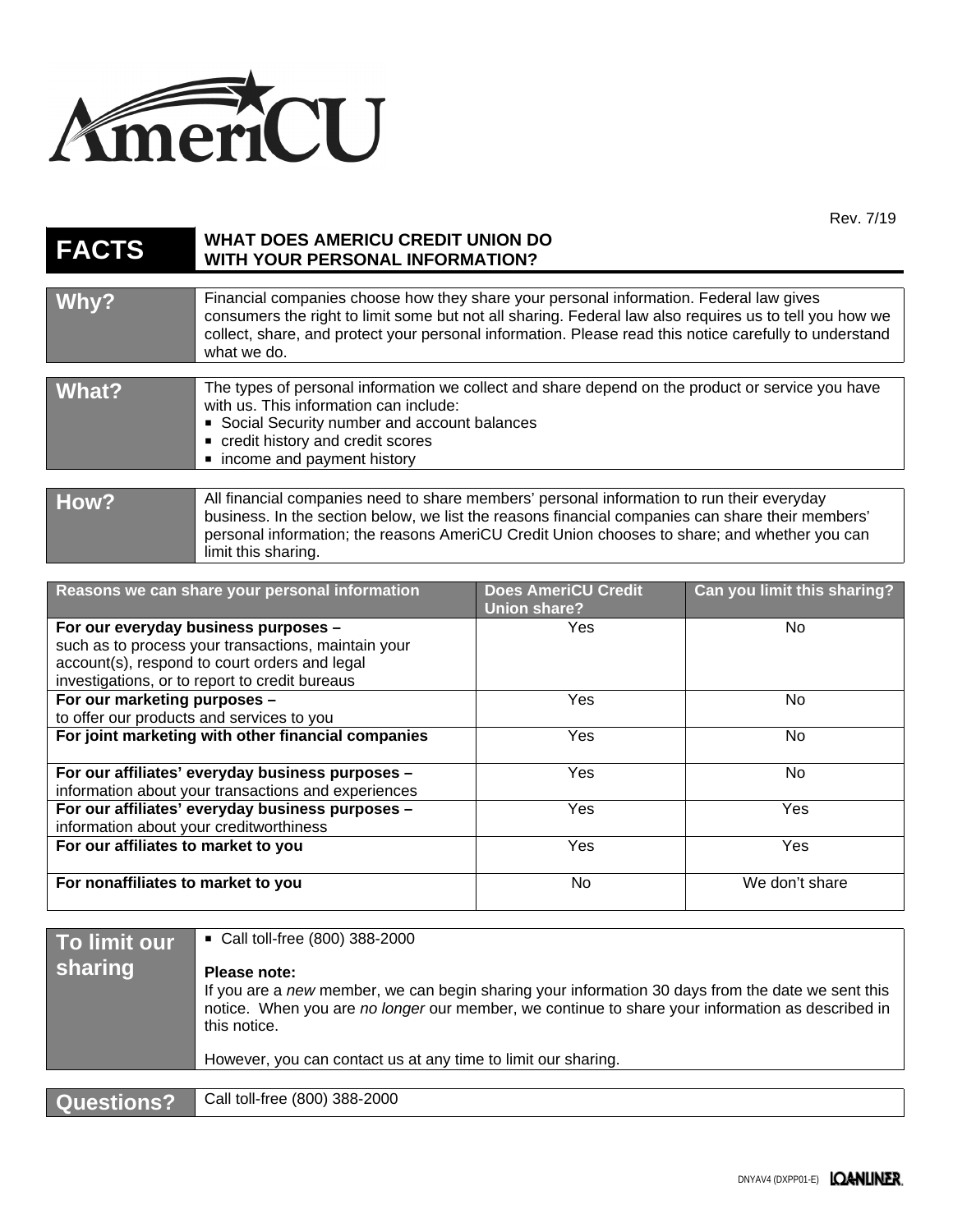AmeriCU

Rev. 7/19

# FACTS — WHAT DOES AMERICU CREDIT UNION DO WITH YOUR PERSONAL INFORMATION?

**Why?**

Financial companies choose how they share your personal information. Federal law gives consumers the right to limit some but not all sharing. Federal law also requires us to tell you how we collect, share, and protect your personal information. Please read this notice carefully to understand what we do.

**What?**

The types of personal information we collect and share depend on the product or service you have with us. This information can include:

- Social Security number and account balances
- credit history and credit scores
- income and payment history

**How?**

All financial companies need to share members' personal information to run their everyday business. In the section below, we list the reasons financial companies can share their members' personal information; the reasons AmeriCU Credit Union chooses to share; and whether you can limit this sharing.

| Reasons we can share your personal information | Does AmeriCU Credit Union share? | Can you limit this sharing? |
|---|---|---|
| **For our everyday business purposes –** such as to process your transactions, maintain your account(s), respond to court orders and legal investigations, or to report to credit bureaus | Yes | No |
| **For our marketing purposes –** to offer our products and services to you | Yes | No |
| **For joint marketing with other financial companies** | Yes | No |
| **For our affiliates' everyday business purposes –** information about your transactions and experiences | Yes | No |
| **For our affiliates' everyday business purposes –** information about your creditworthiness | Yes | Yes |
| **For our affiliates to market to you** | Yes | Yes |
| **For nonaffiliates to market to you** | No | We don't share |

**To limit our sharing**

- Call toll-free (800) 388-2000

**Please note:**
If you are a *new* member, we can begin sharing your information 30 days from the date we sent this notice. When you are *no longer* our member, we continue to share your information as described in this notice.

However, you can contact us at any time to limit our sharing.

**Questions?**

Call toll-free (800) 388-2000

DNYAV4 (DXPP01-E) LOANLINER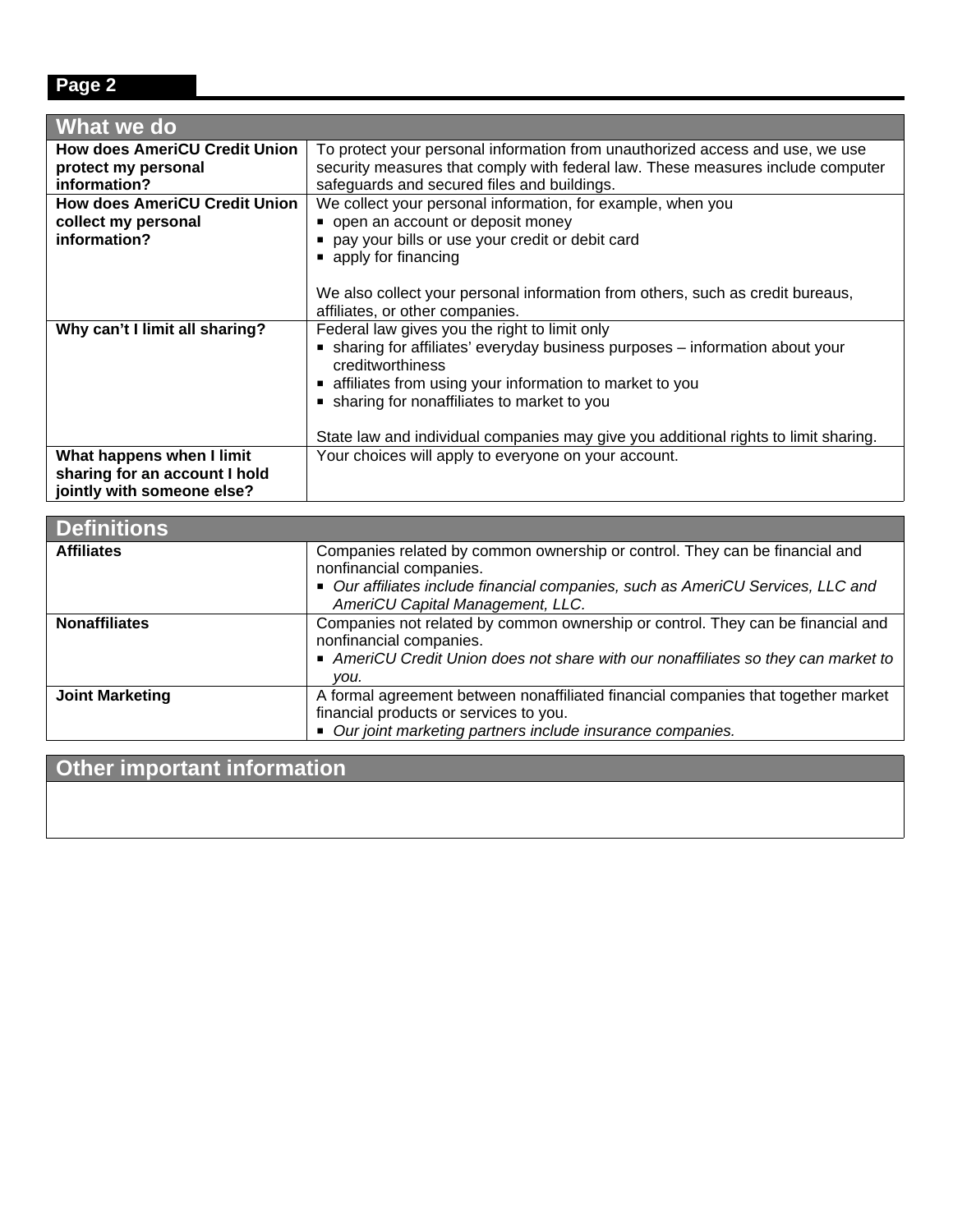## What we do

| | |
|---|---|
| **How does AmeriCU Credit Union protect my personal information?** | To protect your personal information from unauthorized access and use, we use security measures that comply with federal law. These measures include computer safeguards and secured files and buildings. |
| **How does AmeriCU Credit Union collect my personal information?** | We collect your personal information, for example, when you<br>▪ open an account or deposit money<br>▪ pay your bills or use your credit or debit card<br>▪ apply for financing<br><br>We also collect your personal information from others, such as credit bureaus, affiliates, or other companies. |
| **Why can't I limit all sharing?** | Federal law gives you the right to limit only<br>▪ sharing for affiliates' everyday business purposes – information about your creditworthiness<br>▪ affiliates from using your information to market to you<br>▪ sharing for nonaffiliates to market to you<br><br>State law and individual companies may give you additional rights to limit sharing. |
| **What happens when I limit sharing for an account I hold jointly with someone else?** | Your choices will apply to everyone on your account. |

## Definitions

| | |
|---|---|
| **Affiliates** | Companies related by common ownership or control. They can be financial and nonfinancial companies.<br>▪ *Our affiliates include financial companies, such as AmeriCU Services, LLC and AmeriCU Capital Management, LLC.* |
| **Nonaffiliates** | Companies not related by common ownership or control. They can be financial and nonfinancial companies.<br>▪ *AmeriCU Credit Union does not share with our nonaffiliates so they can market to you.* |
| **Joint Marketing** | A formal agreement between nonaffiliated financial companies that together market financial products or services to you.<br>▪ *Our joint marketing partners include insurance companies.* |

## Other important information